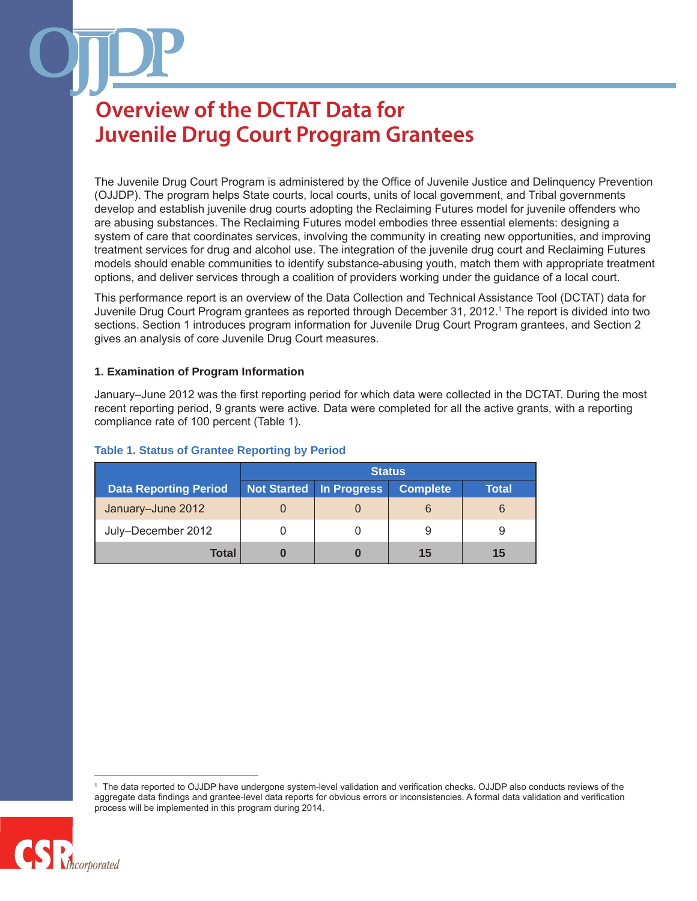# Overview of the DCTAT Data for Juvenile Drug Court Program Grantees

The Juvenile Drug Court Program is administered by the Office of Juvenile Justice and Delinquency Prevention (OJJDP). The program helps State courts, local courts, units of local government, and Tribal governments develop and establish juvenile drug courts adopting the Reclaiming Futures model for juvenile offenders who are abusing substances. The Reclaiming Futures model embodies three essential elements: designing a system of care that coordinates services, involving the community in creating new opportunities, and improving treatment services for drug and alcohol use. The integration of the juvenile drug court and Reclaiming Futures models should enable communities to identify substance-abusing youth, match them with appropriate treatment options, and deliver services through a coalition of providers working under the guidance of a local court.

This performance report is an overview of the Data Collection and Technical Assistance Tool (DCTAT) data for Juvenile Drug Court Program grantees as reported through December 31, 2012.[1] The report is divided into two sections. Section 1 introduces program information for Juvenile Drug Court Program grantees, and Section 2 gives an analysis of core Juvenile Drug Court measures.

### 1. Examination of Program Information

January–June 2012 was the first reporting period for which data were collected in the DCTAT. During the most recent reporting period, 9 grants were active. Data were completed for all the active grants, with a reporting compliance rate of 100 percent (Table 1).

**Table 1. Status of Grantee Reporting by Period**

| Data Reporting Period | Status | | | |
|---|---|---|---|---|
| | Not Started | In Progress | Complete | Total |
| January–June 2012 | 0 | 0 | 6 | 6 |
| July–December 2012 | 0 | 0 | 9 | 9 |
| **Total** | **0** | **0** | **15** | **15** |

[1] The data reported to OJJDP have undergone system-level validation and verification checks. OJJDP also conducts reviews of the aggregate data findings and grantee-level data reports for obvious errors or inconsistencies. A formal data validation and verification process will be implemented in this program during 2014.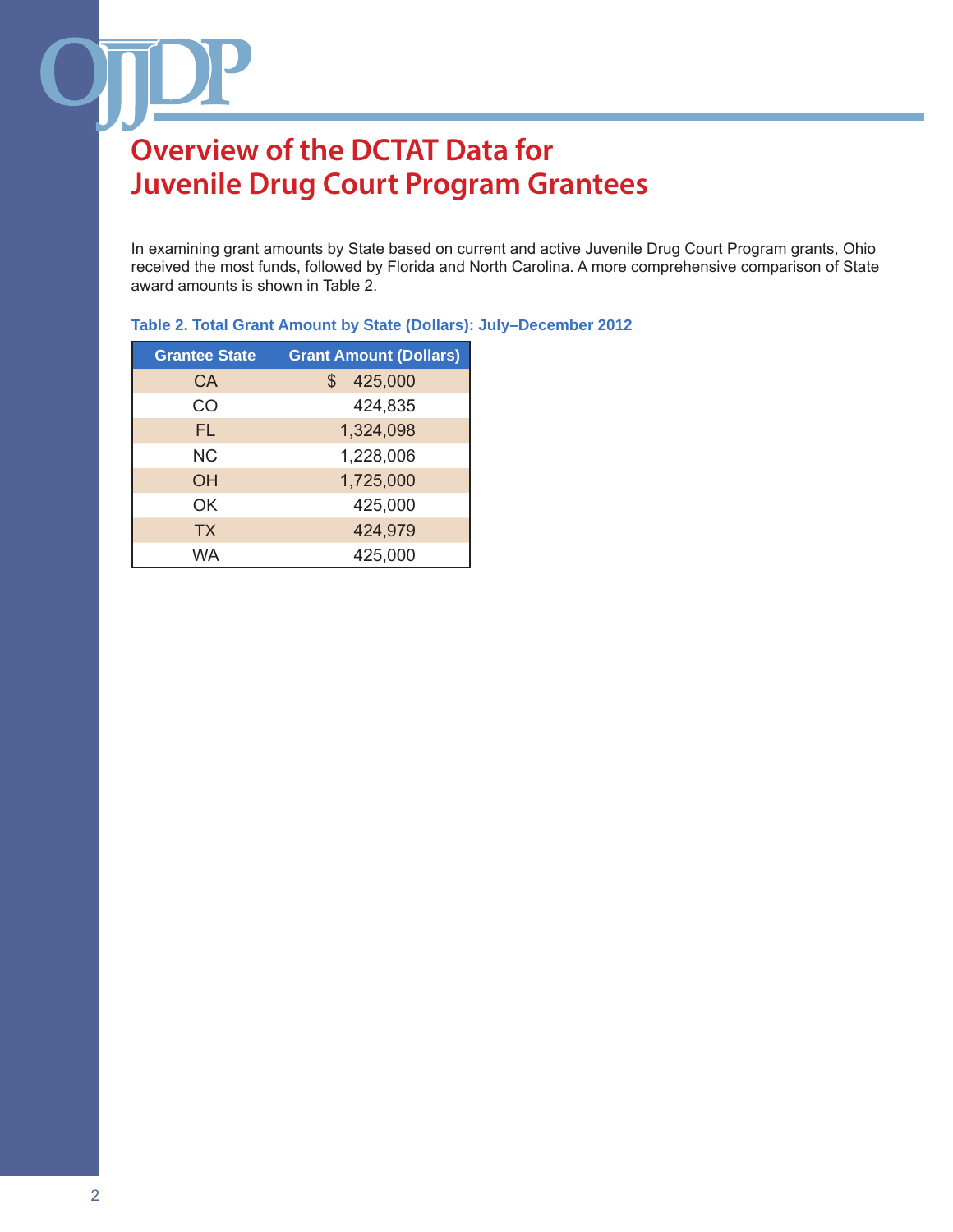# Overview of the DCTAT Data for Juvenile Drug Court Program Grantees

In examining grant amounts by State based on current and active Juvenile Drug Court Program grants, Ohio received the most funds, followed by Florida and North Carolina. A more comprehensive comparison of State award amounts is shown in Table 2.

**Table 2. Total Grant Amount by State (Dollars): July–December 2012**

| Grantee State | Grant Amount (Dollars) |
|---|---|
| CA | $ 425,000 |
| CO | 424,835 |
| FL | 1,324,098 |
| NC | 1,228,006 |
| OH | 1,725,000 |
| OK | 425,000 |
| TX | 424,979 |
| WA | 425,000 |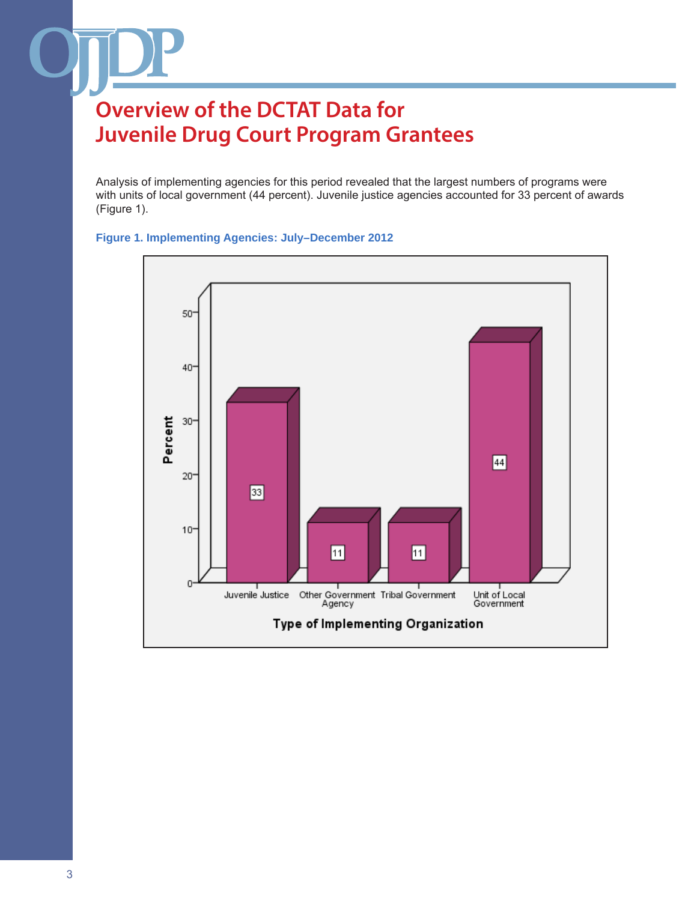# Overview of the DCTAT Data for Juvenile Drug Court Program Grantees

Analysis of implementing agencies for this period revealed that the largest numbers of programs were with units of local government (44 percent). Juvenile justice agencies accounted for 33 percent of awards (Figure 1).

**Figure 1. Implementing Agencies: July–December 2012**

| Type of Implementing Organization | Percent |
|---|---|
| Juvenile Justice | 33 |
| Other Government Agency | 11 |
| Tribal Government | 11 |
| Unit of Local Government | 44 |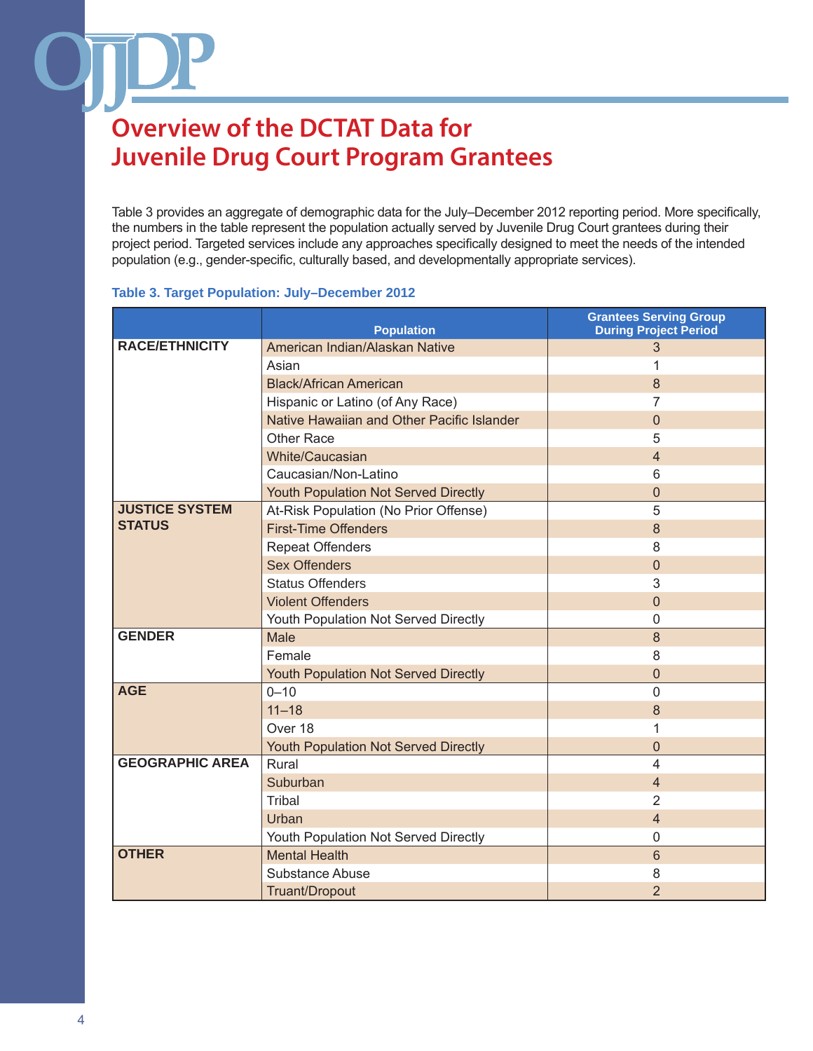# Overview of the DCTAT Data for Juvenile Drug Court Program Grantees

Table 3 provides an aggregate of demographic data for the July–December 2012 reporting period. More specifically, the numbers in the table represent the population actually served by Juvenile Drug Court grantees during their project period. Targeted services include any approaches specifically designed to meet the needs of the intended population (e.g., gender-specific, culturally based, and developmentally appropriate services).

**Table 3. Target Population: July–December 2012**

| | Population | Grantees Serving Group During Project Period |
|---|---|---|
| **RACE/ETHNICITY** | American Indian/Alaskan Native | 3 |
| | Asian | 1 |
| | Black/African American | 8 |
| | Hispanic or Latino (of Any Race) | 7 |
| | Native Hawaiian and Other Pacific Islander | 0 |
| | Other Race | 5 |
| | White/Caucasian | 4 |
| | Caucasian/Non-Latino | 6 |
| | Youth Population Not Served Directly | 0 |
| **JUSTICE SYSTEM STATUS** | At-Risk Population (No Prior Offense) | 5 |
| | First-Time Offenders | 8 |
| | Repeat Offenders | 8 |
| | Sex Offenders | 0 |
| | Status Offenders | 3 |
| | Violent Offenders | 0 |
| | Youth Population Not Served Directly | 0 |
| **GENDER** | Male | 8 |
| | Female | 8 |
| | Youth Population Not Served Directly | 0 |
| **AGE** | 0–10 | 0 |
| | 11–18 | 8 |
| | Over 18 | 1 |
| | Youth Population Not Served Directly | 0 |
| **GEOGRAPHIC AREA** | Rural | 4 |
| | Suburban | 4 |
| | Tribal | 2 |
| | Urban | 4 |
| | Youth Population Not Served Directly | 0 |
| **OTHER** | Mental Health | 6 |
| | Substance Abuse | 8 |
| | Truant/Dropout | 2 |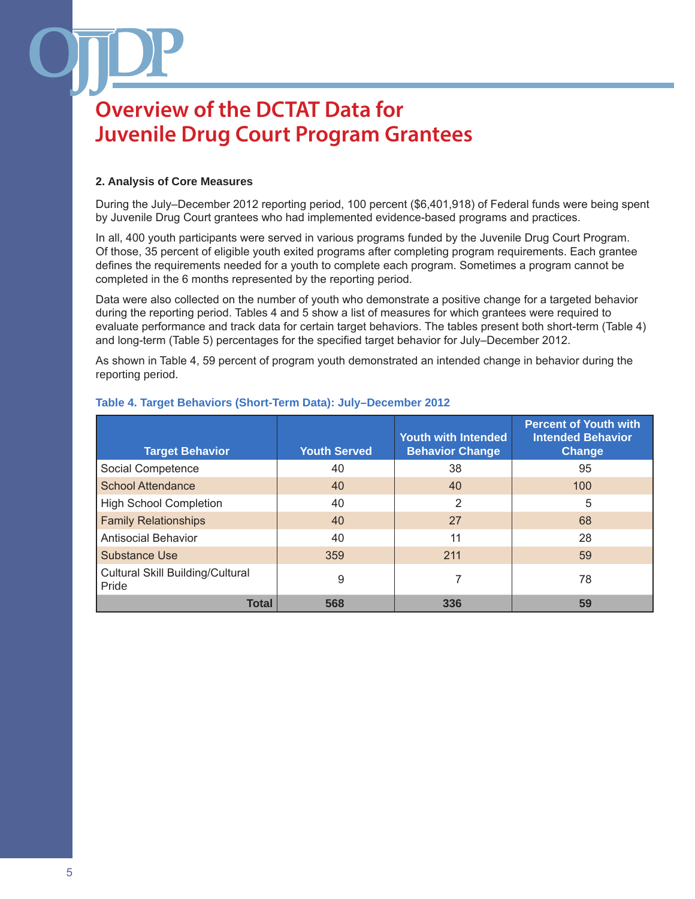# Overview of the DCTAT Data for Juvenile Drug Court Program Grantees

**2. Analysis of Core Measures**

During the July–December 2012 reporting period, 100 percent ($6,401,918) of Federal funds were being spent by Juvenile Drug Court grantees who had implemented evidence-based programs and practices.

In all, 400 youth participants were served in various programs funded by the Juvenile Drug Court Program. Of those, 35 percent of eligible youth exited programs after completing program requirements. Each grantee defines the requirements needed for a youth to complete each program. Sometimes a program cannot be completed in the 6 months represented by the reporting period.

Data were also collected on the number of youth who demonstrate a positive change for a targeted behavior during the reporting period. Tables 4 and 5 show a list of measures for which grantees were required to evaluate performance and track data for certain target behaviors. The tables present both short-term (Table 4) and long-term (Table 5) percentages for the specified target behavior for July–December 2012.

As shown in Table 4, 59 percent of program youth demonstrated an intended change in behavior during the reporting period.

**Table 4. Target Behaviors (Short-Term Data): July–December 2012**

| Target Behavior | Youth Served | Youth with Intended Behavior Change | Percent of Youth with Intended Behavior Change |
|---|---|---|---|
| Social Competence | 40 | 38 | 95 |
| School Attendance | 40 | 40 | 100 |
| High School Completion | 40 | 2 | 5 |
| Family Relationships | 40 | 27 | 68 |
| Antisocial Behavior | 40 | 11 | 28 |
| Substance Use | 359 | 211 | 59 |
| Cultural Skill Building/Cultural Pride | 9 | 7 | 78 |
| **Total** | **568** | **336** | **59** |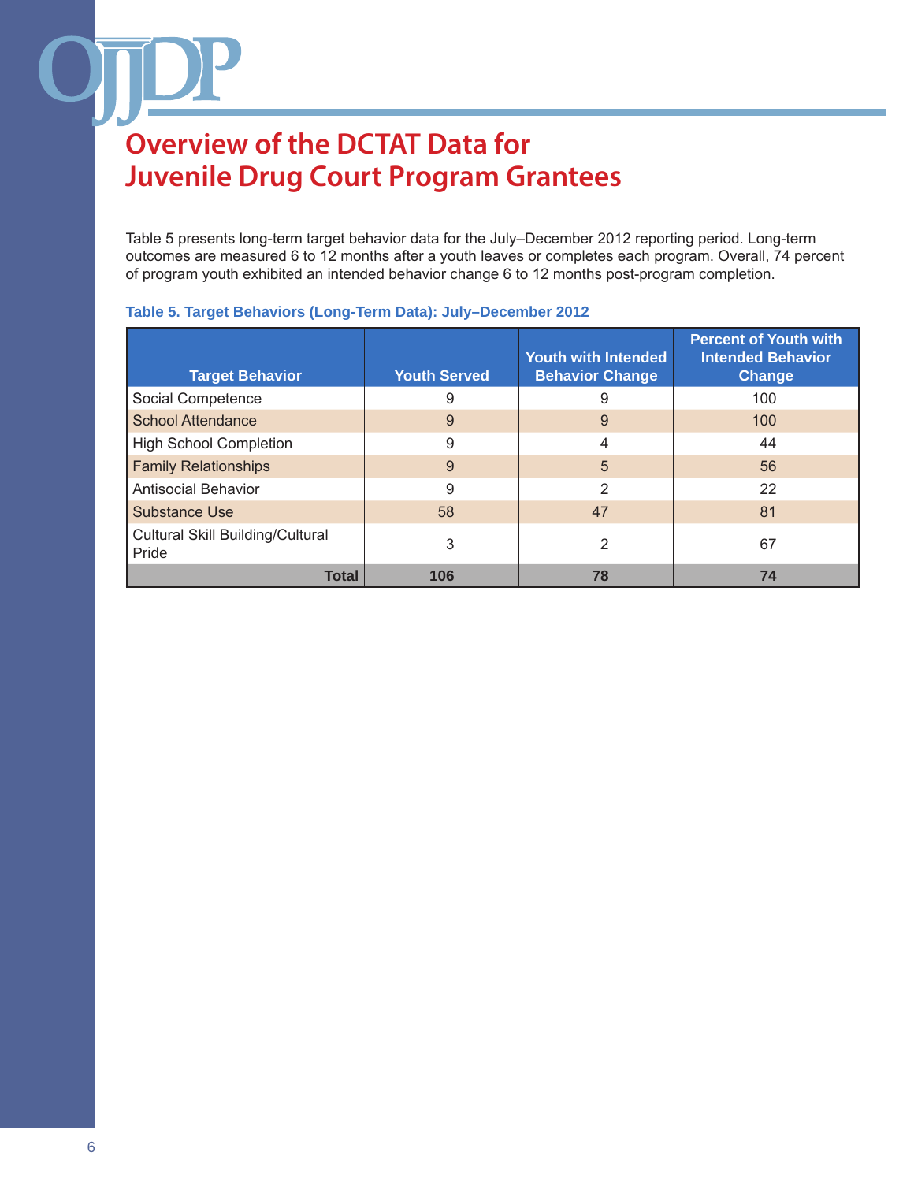# Overview of the DCTAT Data for Juvenile Drug Court Program Grantees

Table 5 presents long-term target behavior data for the July–December 2012 reporting period. Long-term outcomes are measured 6 to 12 months after a youth leaves or completes each program. Overall, 74 percent of program youth exhibited an intended behavior change 6 to 12 months post-program completion.

**Table 5. Target Behaviors (Long-Term Data): July–December 2012**

| Target Behavior | Youth Served | Youth with Intended Behavior Change | Percent of Youth with Intended Behavior Change |
|---|---|---|---|
| Social Competence | 9 | 9 | 100 |
| School Attendance | 9 | 9 | 100 |
| High School Completion | 9 | 4 | 44 |
| Family Relationships | 9 | 5 | 56 |
| Antisocial Behavior | 9 | 2 | 22 |
| Substance Use | 58 | 47 | 81 |
| Cultural Skill Building/Cultural Pride | 3 | 2 | 67 |
| **Total** | **106** | **78** | **74** |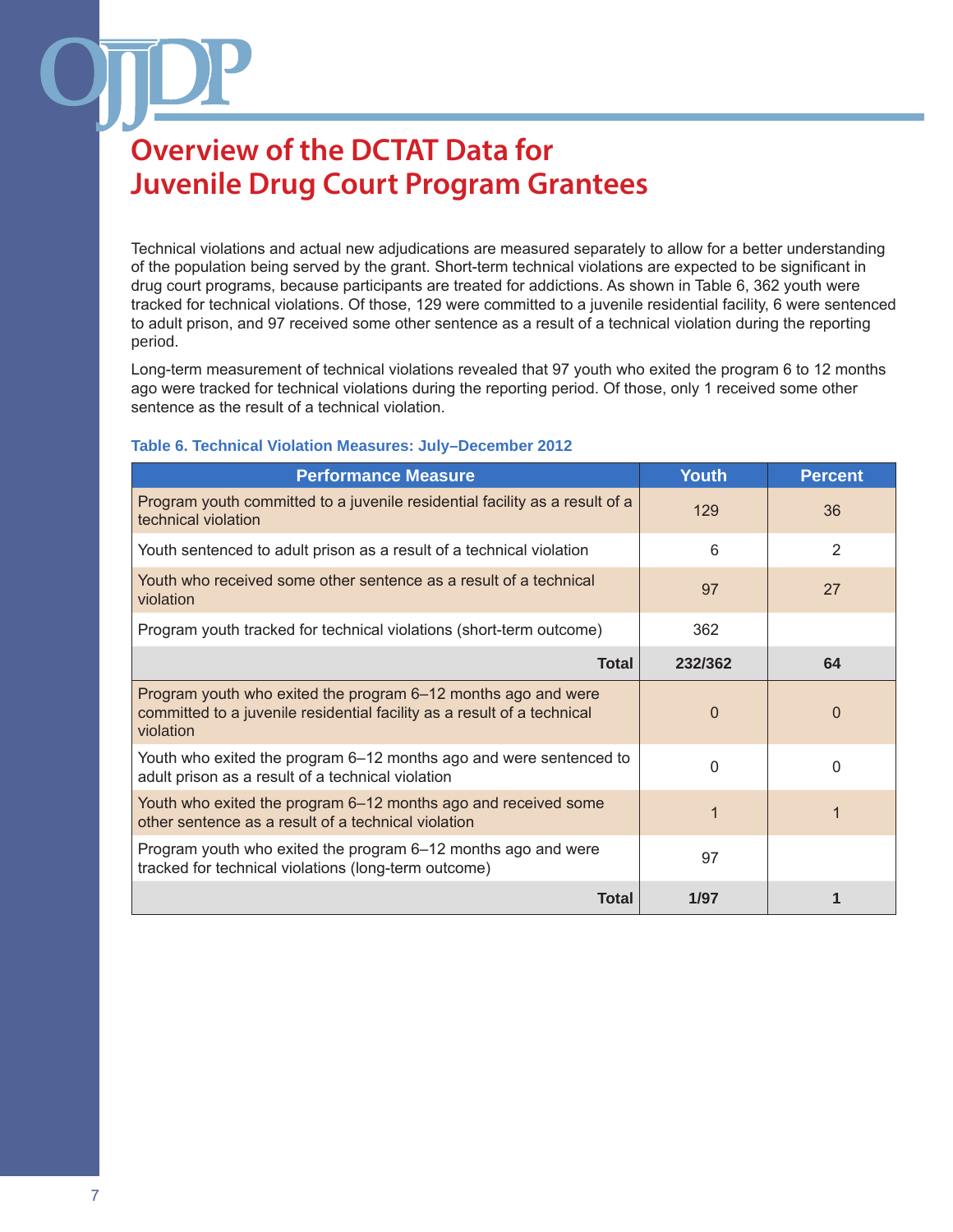# Overview of the DCTAT Data for Juvenile Drug Court Program Grantees

Technical violations and actual new adjudications are measured separately to allow for a better understanding of the population being served by the grant. Short-term technical violations are expected to be significant in drug court programs, because participants are treated for addictions. As shown in Table 6, 362 youth were tracked for technical violations. Of those, 129 were committed to a juvenile residential facility, 6 were sentenced to adult prison, and 97 received some other sentence as a result of a technical violation during the reporting period.

Long-term measurement of technical violations revealed that 97 youth who exited the program 6 to 12 months ago were tracked for technical violations during the reporting period. Of those, only 1 received some other sentence as the result of a technical violation.

**Table 6. Technical Violation Measures: July–December 2012**

| Performance Measure | Youth | Percent |
|---|---|---|
| Program youth committed to a juvenile residential facility as a result of a technical violation | 129 | 36 |
| Youth sentenced to adult prison as a result of a technical violation | 6 | 2 |
| Youth who received some other sentence as a result of a technical violation | 97 | 27 |
| Program youth tracked for technical violations (short-term outcome) | 362 | |
| **Total** | **232/362** | **64** |
| Program youth who exited the program 6–12 months ago and were committed to a juvenile residential facility as a result of a technical violation | 0 | 0 |
| Youth who exited the program 6–12 months ago and were sentenced to adult prison as a result of a technical violation | 0 | 0 |
| Youth who exited the program 6–12 months ago and received some other sentence as a result of a technical violation | 1 | 1 |
| Program youth who exited the program 6–12 months ago and were tracked for technical violations (long-term outcome) | 97 | |
| **Total** | **1/97** | **1** |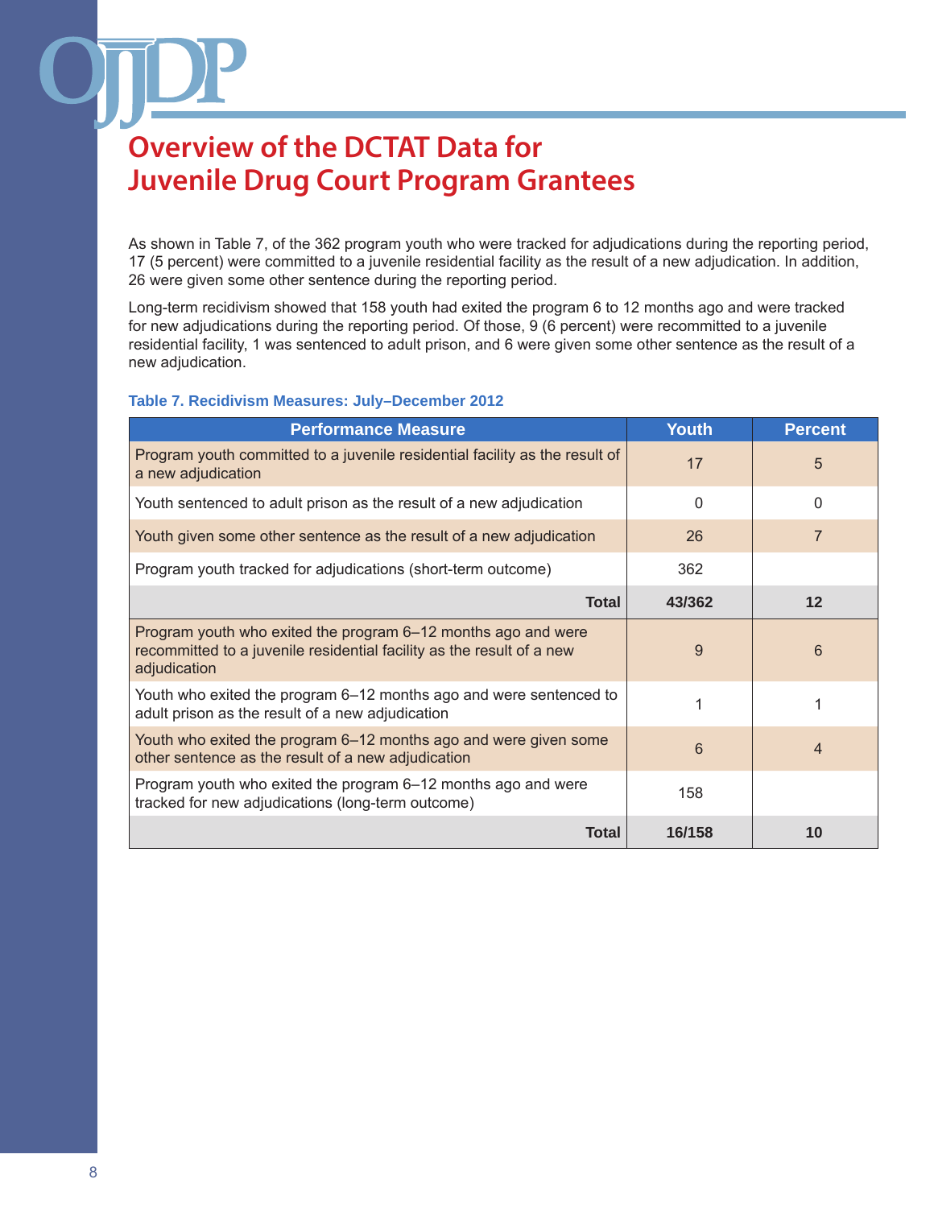# Overview of the DCTAT Data for Juvenile Drug Court Program Grantees

As shown in Table 7, of the 362 program youth who were tracked for adjudications during the reporting period, 17 (5 percent) were committed to a juvenile residential facility as the result of a new adjudication. In addition, 26 were given some other sentence during the reporting period.

Long-term recidivism showed that 158 youth had exited the program 6 to 12 months ago and were tracked for new adjudications during the reporting period. Of those, 9 (6 percent) were recommitted to a juvenile residential facility, 1 was sentenced to adult prison, and 6 were given some other sentence as the result of a new adjudication.

**Table 7. Recidivism Measures: July–December 2012**

| Performance Measure | Youth | Percent |
|---|---|---|
| Program youth committed to a juvenile residential facility as the result of a new adjudication | 17 | 5 |
| Youth sentenced to adult prison as the result of a new adjudication | 0 | 0 |
| Youth given some other sentence as the result of a new adjudication | 26 | 7 |
| Program youth tracked for adjudications (short-term outcome) | 362 | |
| **Total** | **43/362** | **12** |
| Program youth who exited the program 6–12 months ago and were recommitted to a juvenile residential facility as the result of a new adjudication | 9 | 6 |
| Youth who exited the program 6–12 months ago and were sentenced to adult prison as the result of a new adjudication | 1 | 1 |
| Youth who exited the program 6–12 months ago and were given some other sentence as the result of a new adjudication | 6 | 4 |
| Program youth who exited the program 6–12 months ago and were tracked for new adjudications (long-term outcome) | 158 | |
| **Total** | **16/158** | **10** |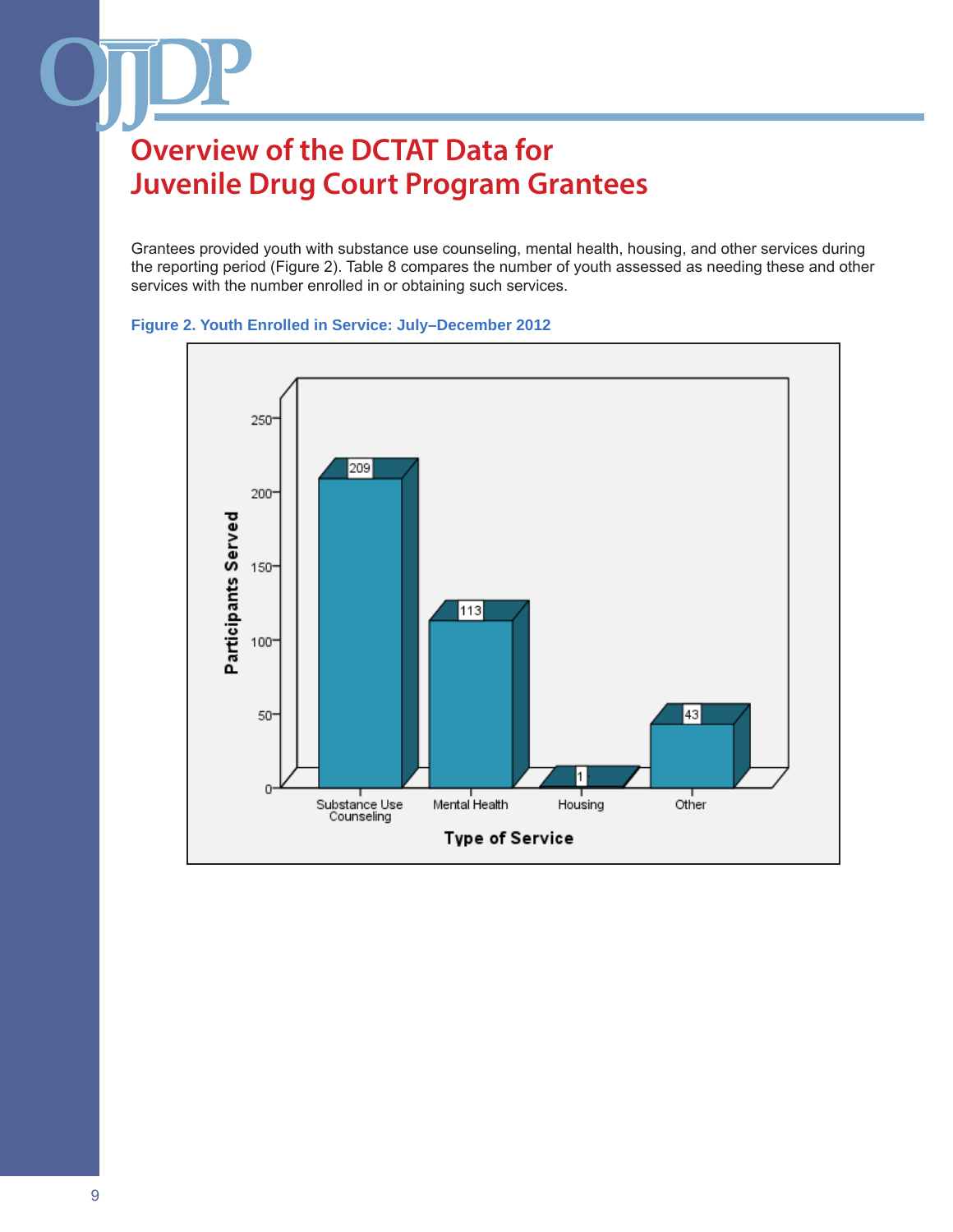# Overview of the DCTAT Data for Juvenile Drug Court Program Grantees

Grantees provided youth with substance use counseling, mental health, housing, and other services during the reporting period (Figure 2). Table 8 compares the number of youth assessed as needing these and other services with the number enrolled in or obtaining such services.

**Figure 2. Youth Enrolled in Service: July–December 2012**

| Type of Service | Participants Served |
|---|---|
| Substance Use Counseling | 209 |
| Mental Health | 113 |
| Housing | 1 |
| Other | 43 |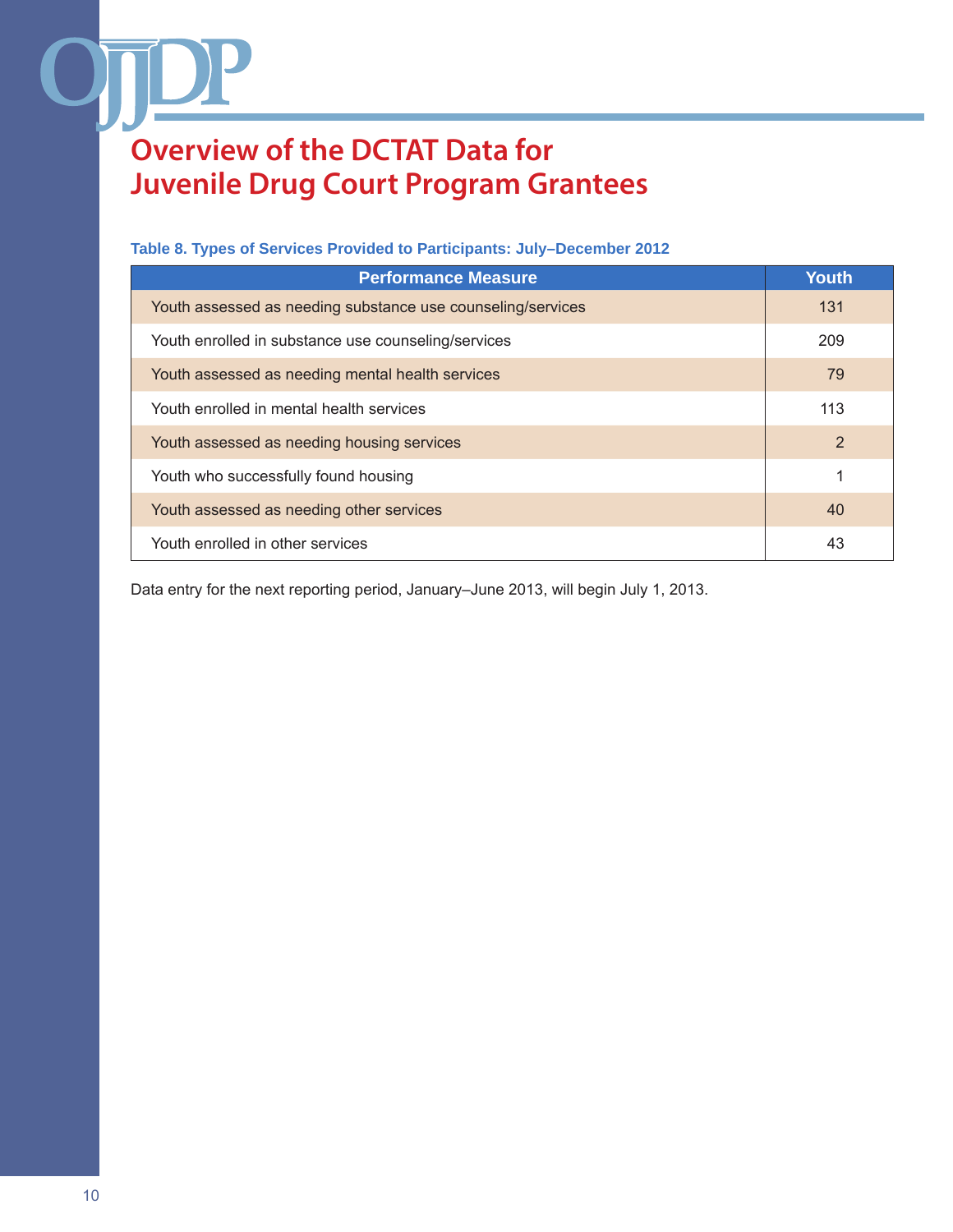# Overview of the DCTAT Data for Juvenile Drug Court Program Grantees

**Table 8. Types of Services Provided to Participants: July–December 2012**

| Performance Measure | Youth |
|---|---|
| Youth assessed as needing substance use counseling/services | 131 |
| Youth enrolled in substance use counseling/services | 209 |
| Youth assessed as needing mental health services | 79 |
| Youth enrolled in mental health services | 113 |
| Youth assessed as needing housing services | 2 |
| Youth who successfully found housing | 1 |
| Youth assessed as needing other services | 40 |
| Youth enrolled in other services | 43 |

Data entry for the next reporting period, January–June 2013, will begin July 1, 2013.